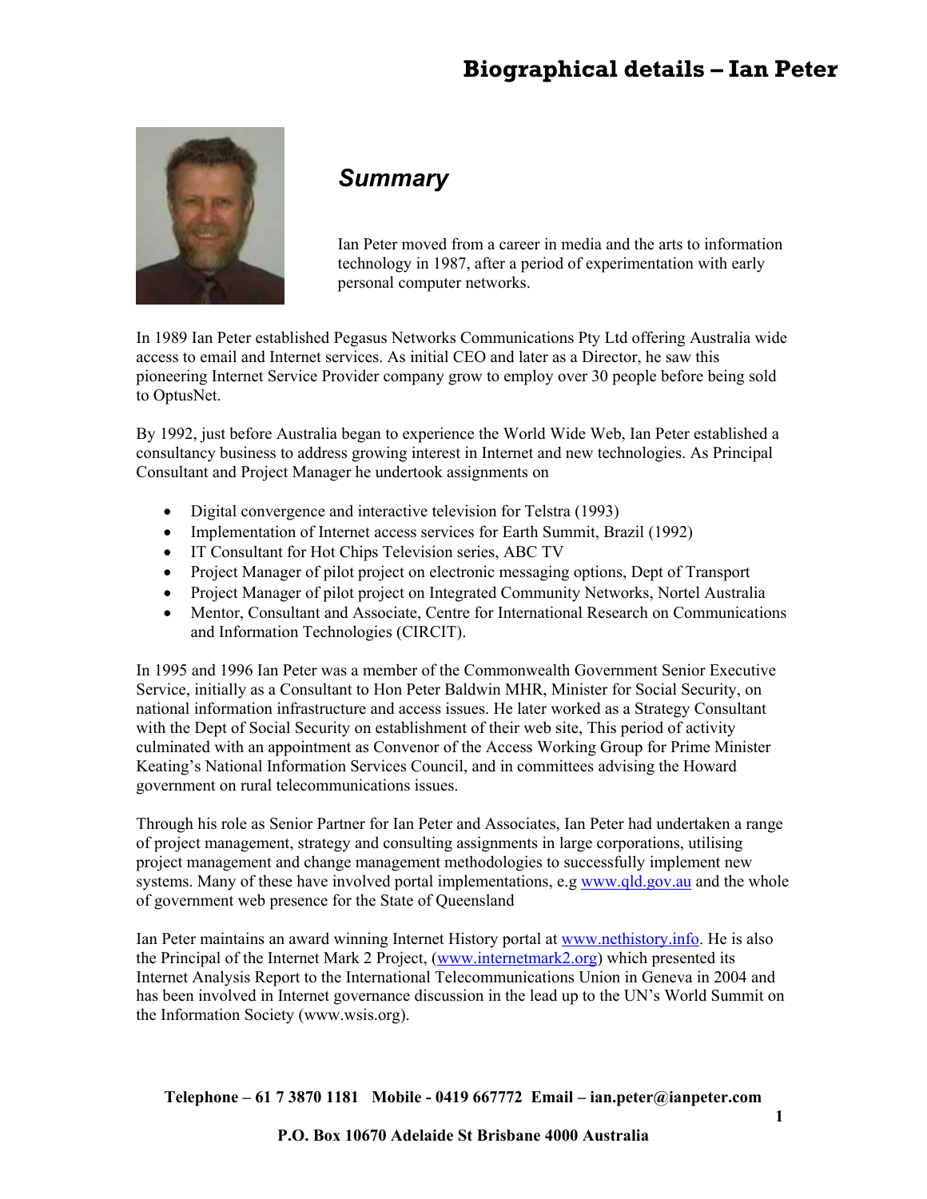# Biographical details – Ian Peter

## *Summary*

Ian Peter moved from a career in media and the arts to information technology in 1987, after a period of experimentation with early personal computer networks.

In 1989 Ian Peter established Pegasus Networks Communications Pty Ltd offering Australia wide access to email and Internet services. As initial CEO and later as a Director, he saw this pioneering Internet Service Provider company grow to employ over 30 people before being sold to OptusNet.

By 1992, just before Australia began to experience the World Wide Web, Ian Peter established a consultancy business to address growing interest in Internet and new technologies. As Principal Consultant and Project Manager he undertook assignments on

- Digital convergence and interactive television for Telstra (1993)
- Implementation of Internet access services for Earth Summit, Brazil (1992)
- IT Consultant for Hot Chips Television series, ABC TV
- Project Manager of pilot project on electronic messaging options, Dept of Transport
- Project Manager of pilot project on Integrated Community Networks, Nortel Australia
- Mentor, Consultant and Associate, Centre for International Research on Communications and Information Technologies (CIRCIT).

In 1995 and 1996 Ian Peter was a member of the Commonwealth Government Senior Executive Service, initially as a Consultant to Hon Peter Baldwin MHR, Minister for Social Security, on national information infrastructure and access issues. He later worked as a Strategy Consultant with the Dept of Social Security on establishment of their web site, This period of activity culminated with an appointment as Convenor of the Access Working Group for Prime Minister Keating's National Information Services Council, and in committees advising the Howard government on rural telecommunications issues.

Through his role as Senior Partner for Ian Peter and Associates, Ian Peter had undertaken a range of project management, strategy and consulting assignments in large corporations, utilising project management and change management methodologies to successfully implement new systems. Many of these have involved portal implementations, e.g www.qld.gov.au and the whole of government web presence for the State of Queensland

Ian Peter maintains an award winning Internet History portal at www.nethistory.info. He is also the Principal of the Internet Mark 2 Project, (www.internetmark2.org) which presented its Internet Analysis Report to the International Telecommunications Union in Geneva in 2004 and has been involved in Internet governance discussion in the lead up to the UN's World Summit on the Information Society (www.wsis.org).

**Telephone – 61 7 3870 1181 Mobile - 0419 667772 Email – ian.peter@ianpeter.com**

**P.O. Box 10670 Adelaide St Brisbane 4000 Australia**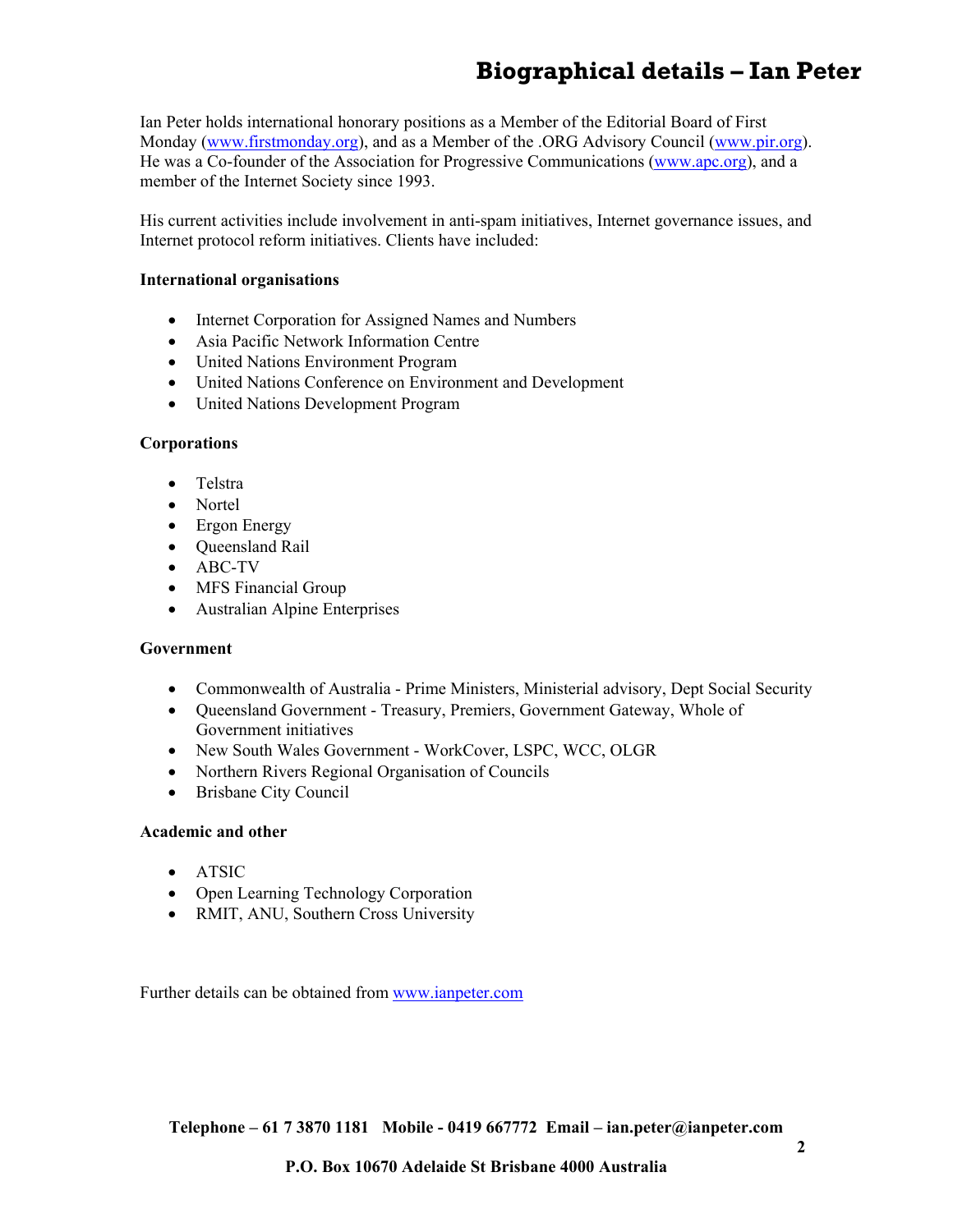# Biographical details – Ian Peter

Ian Peter holds international honorary positions as a Member of the Editorial Board of First Monday (www.firstmonday.org), and as a Member of the .ORG Advisory Council (www.pir.org). He was a Co-founder of the Association for Progressive Communications (www.apc.org), and a member of the Internet Society since 1993.

His current activities include involvement in anti-spam initiatives, Internet governance issues, and Internet protocol reform initiatives. Clients have included:

**International organisations**

- Internet Corporation for Assigned Names and Numbers
- Asia Pacific Network Information Centre
- United Nations Environment Program
- United Nations Conference on Environment and Development
- United Nations Development Program

**Corporations**

- Telstra
- Nortel
- Ergon Energy
- Queensland Rail
- ABC-TV
- MFS Financial Group
- Australian Alpine Enterprises

**Government**

- Commonwealth of Australia - Prime Ministers, Ministerial advisory, Dept Social Security
- Queensland Government - Treasury, Premiers, Government Gateway, Whole of Government initiatives
- New South Wales Government - WorkCover, LSPC, WCC, OLGR
- Northern Rivers Regional Organisation of Councils
- Brisbane City Council

**Academic and other**

- ATSIC
- Open Learning Technology Corporation
- RMIT, ANU, Southern Cross University

Further details can be obtained from www.ianpeter.com

**Telephone – 61 7 3870 1181 Mobile - 0419 667772 Email – ian.peter@ianpeter.com**

**P.O. Box 10670 Adelaide St Brisbane 4000 Australia**